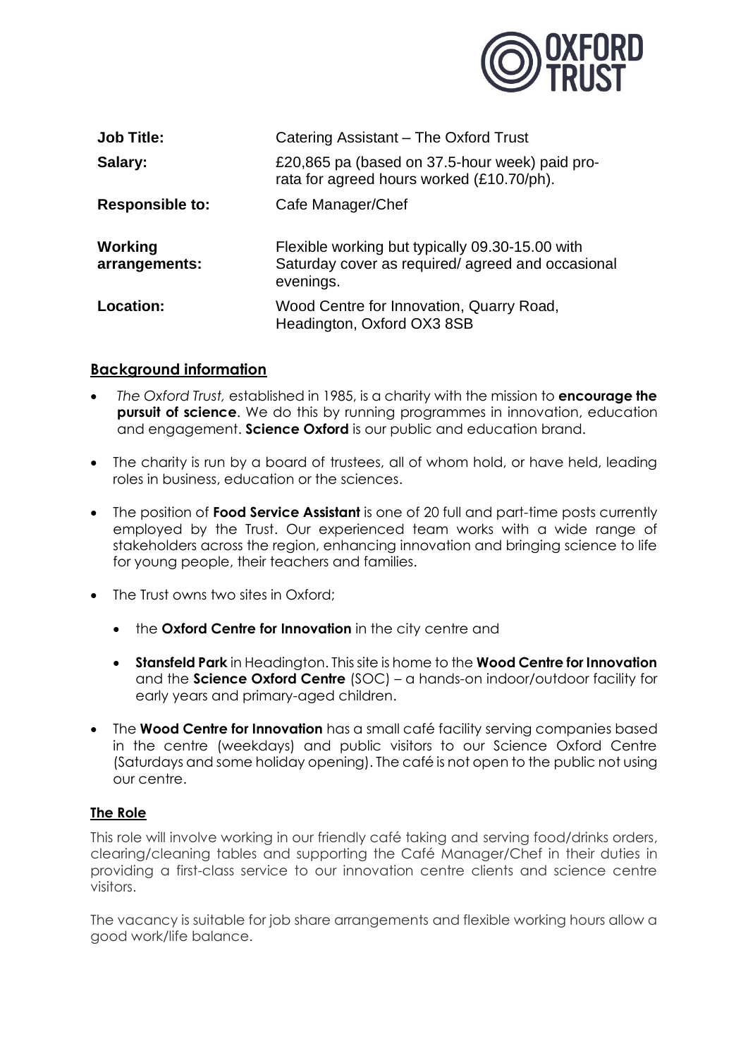| | |
|---|---|
| **Job Title:** | Catering Assistant – The Oxford Trust |
| **Salary:** | £20,865 pa (based on 37.5-hour week) paid pro-rata for agreed hours worked (£10.70/ph). |
| **Responsible to:** | Cafe Manager/Chef |
| **Working arrangements:** | Flexible working but typically 09.30-15.00 with Saturday cover as required/ agreed and occasional evenings. |
| **Location:** | Wood Centre for Innovation, Quarry Road, Headington, Oxford OX3 8SB |

## Background information

- *The Oxford Trust,* established in 1985, is a charity with the mission to **encourage the pursuit of science**. We do this by running programmes in innovation, education and engagement. **Science Oxford** is our public and education brand.
- The charity is run by a board of trustees, all of whom hold, or have held, leading roles in business, education or the sciences.
- The position of **Food Service Assistant** is one of 20 full and part-time posts currently employed by the Trust. Our experienced team works with a wide range of stakeholders across the region, enhancing innovation and bringing science to life for young people, their teachers and families.
- The Trust owns two sites in Oxford;
  - the **Oxford Centre for Innovation** in the city centre and
  - **Stansfeld Park** in Headington. This site is home to the **Wood Centre for Innovation** and the **Science Oxford Centre** (SOC) – a hands-on indoor/outdoor facility for early years and primary-aged children.
- The **Wood Centre for Innovation** has a small café facility serving companies based in the centre (weekdays) and public visitors to our Science Oxford Centre (Saturdays and some holiday opening). The café is not open to the public not using our centre.

## The Role

This role will involve working in our friendly café taking and serving food/drinks orders, clearing/cleaning tables and supporting the Café Manager/Chef in their duties in providing a first-class service to our innovation centre clients and science centre visitors.

The vacancy is suitable for job share arrangements and flexible working hours allow a good work/life balance.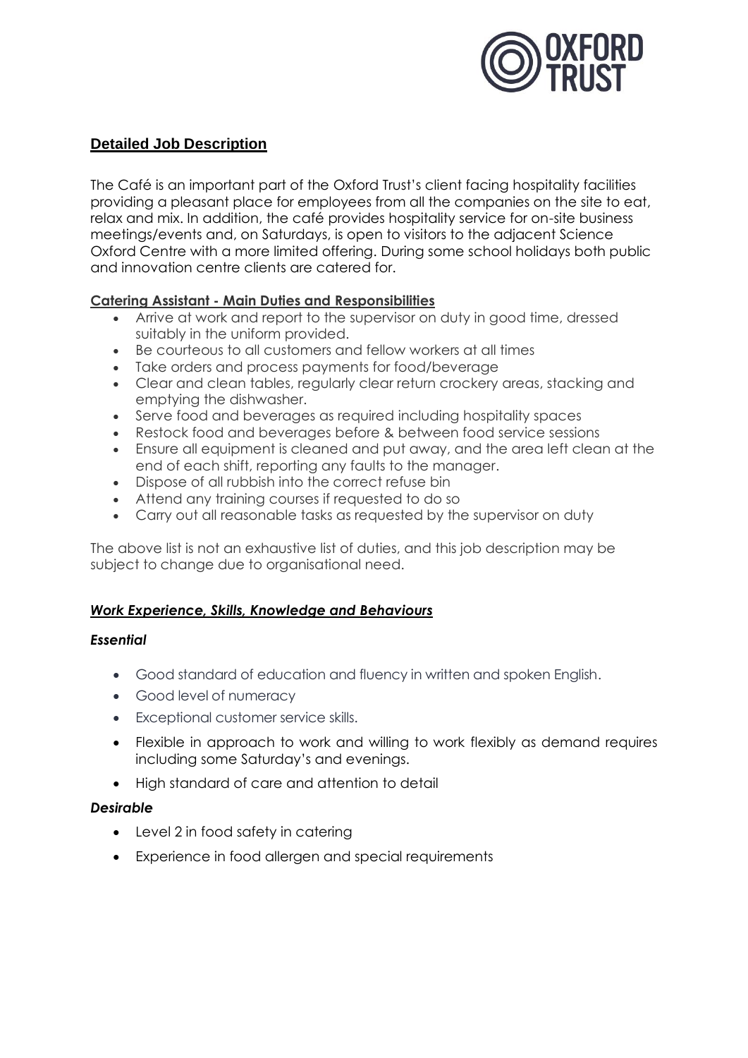## Detailed Job Description

The Café is an important part of the Oxford Trust's client facing hospitality facilities providing a pleasant place for employees from all the companies on the site to eat, relax and mix. In addition, the café provides hospitality service for on-site business meetings/events and, on Saturdays, is open to visitors to the adjacent Science Oxford Centre with a more limited offering. During some school holidays both public and innovation centre clients are catered for.

### Catering Assistant - Main Duties and Responsibilities

- Arrive at work and report to the supervisor on duty in good time, dressed suitably in the uniform provided.
- Be courteous to all customers and fellow workers at all times
- Take orders and process payments for food/beverage
- Clear and clean tables, regularly clear return crockery areas, stacking and emptying the dishwasher.
- Serve food and beverages as required including hospitality spaces
- Restock food and beverages before & between food service sessions
- Ensure all equipment is cleaned and put away, and the area left clean at the end of each shift, reporting any faults to the manager.
- Dispose of all rubbish into the correct refuse bin
- Attend any training courses if requested to do so
- Carry out all reasonable tasks as requested by the supervisor on duty

The above list is not an exhaustive list of duties, and this job description may be subject to change due to organisational need.

### *Work Experience, Skills, Knowledge and Behaviours*

#### *Essential*

- Good standard of education and fluency in written and spoken English.
- Good level of numeracy
- Exceptional customer service skills.
- Flexible in approach to work and willing to work flexibly as demand requires including some Saturday's and evenings.
- High standard of care and attention to detail

#### *Desirable*

- Level 2 in food safety in catering
- Experience in food allergen and special requirements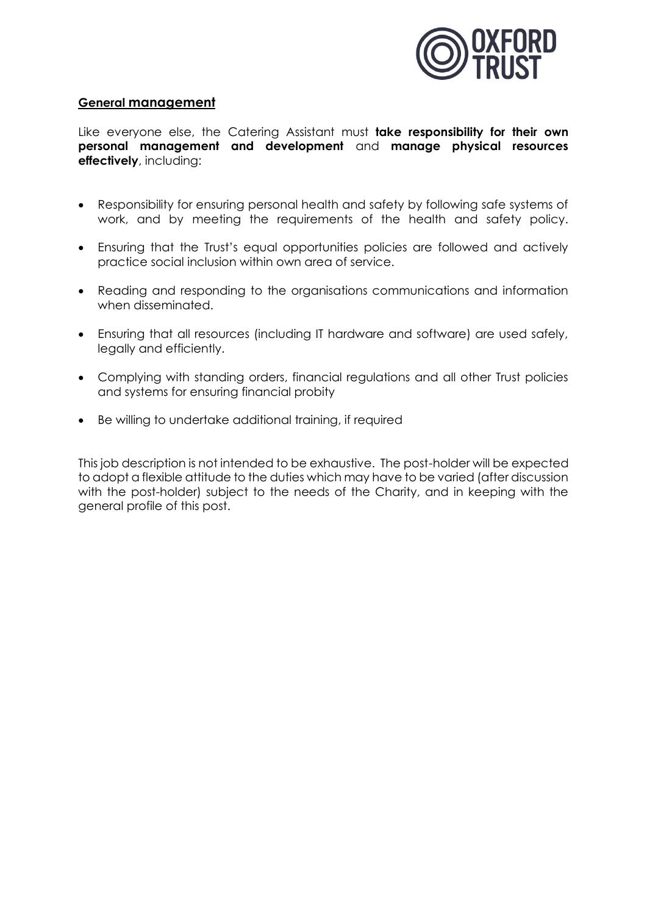## General management

Like everyone else, the Catering Assistant must **take responsibility for their own personal management and development** and **manage physical resources effectively**, including:

- Responsibility for ensuring personal health and safety by following safe systems of work, and by meeting the requirements of the health and safety policy.
- Ensuring that the Trust's equal opportunities policies are followed and actively practice social inclusion within own area of service.
- Reading and responding to the organisations communications and information when disseminated.
- Ensuring that all resources (including IT hardware and software) are used safely, legally and efficiently.
- Complying with standing orders, financial regulations and all other Trust policies and systems for ensuring financial probity
- Be willing to undertake additional training, if required

This job description is not intended to be exhaustive. The post-holder will be expected to adopt a flexible attitude to the duties which may have to be varied (after discussion with the post-holder) subject to the needs of the Charity, and in keeping with the general profile of this post.